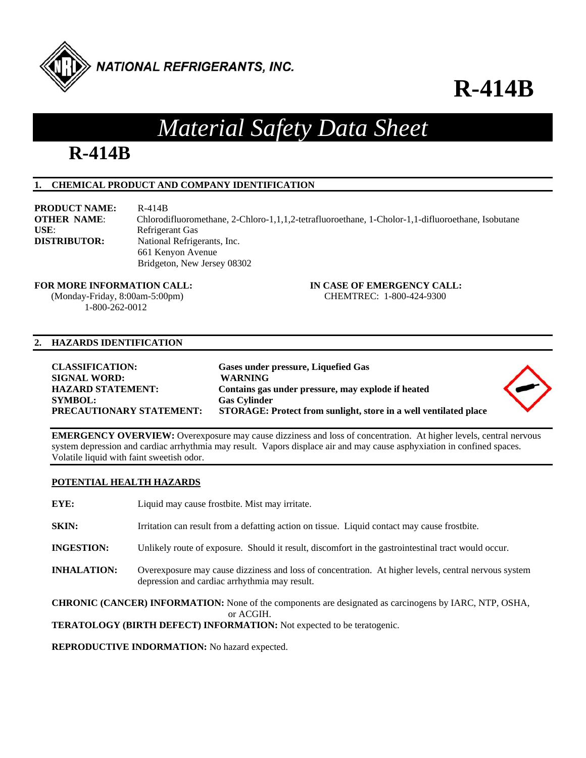NATIONAL REFRIGERANTS, INC.

# R-414B

# *Material Safety Data Sheet*

## R-414B

### 1. CHEMICAL PRODUCT AND COMPANY IDENTIFICATION

**PRODUCT NAME:** R-414B
**OTHER NAME**: Chlorodifluoromethane, 2-Chloro-1,1,1,2-tetrafluoroethane, 1-Cholor-1,1-difluoroethane, Isobutane
**USE**: Refrigerant Gas
**DISTRIBUTOR:** National Refrigerants, Inc.
661 Kenyon Avenue
Bridgeton, New Jersey 08302

**FOR MORE INFORMATION CALL:**
(Monday-Friday, 8:00am-5:00pm)
1-800-262-0012

**IN CASE OF EMERGENCY CALL:**
CHEMTREC: 1-800-424-9300

### 2. HAZARDS IDENTIFICATION

**CLASSIFICATION:** **Gases under pressure, Liquefied Gas**
**SIGNAL WORD:** **WARNING**
**HAZARD STATEMENT:** **Contains gas under pressure, may explode if heated**
**SYMBOL:** **Gas Cylinder**
**PRECAUTIONARY STATEMENT:** **STORAGE: Protect from sunlight, store in a well ventilated place**

**EMERGENCY OVERVIEW:** Overexposure may cause dizziness and loss of concentration. At higher levels, central nervous system depression and cardiac arrhythmia may result. Vapors displace air and may cause asphyxiation in confined spaces. Volatile liquid with faint sweetish odor.

**POTENTIAL HEALTH HAZARDS**

**EYE:** Liquid may cause frostbite. Mist may irritate.

**SKIN:** Irritation can result from a defatting action on tissue. Liquid contact may cause frostbite.

**INGESTION:** Unlikely route of exposure. Should it result, discomfort in the gastrointestinal tract would occur.

**INHALATION:** Overexposure may cause dizziness and loss of concentration. At higher levels, central nervous system depression and cardiac arrhythmia may result.

**CHRONIC (CANCER) INFORMATION:** None of the components are designated as carcinogens by IARC, NTP, OSHA, or ACGIH.

**TERATOLOGY (BIRTH DEFECT) INFORMATION:** Not expected to be teratogenic.

**REPRODUCTIVE INDORMATION:** No hazard expected.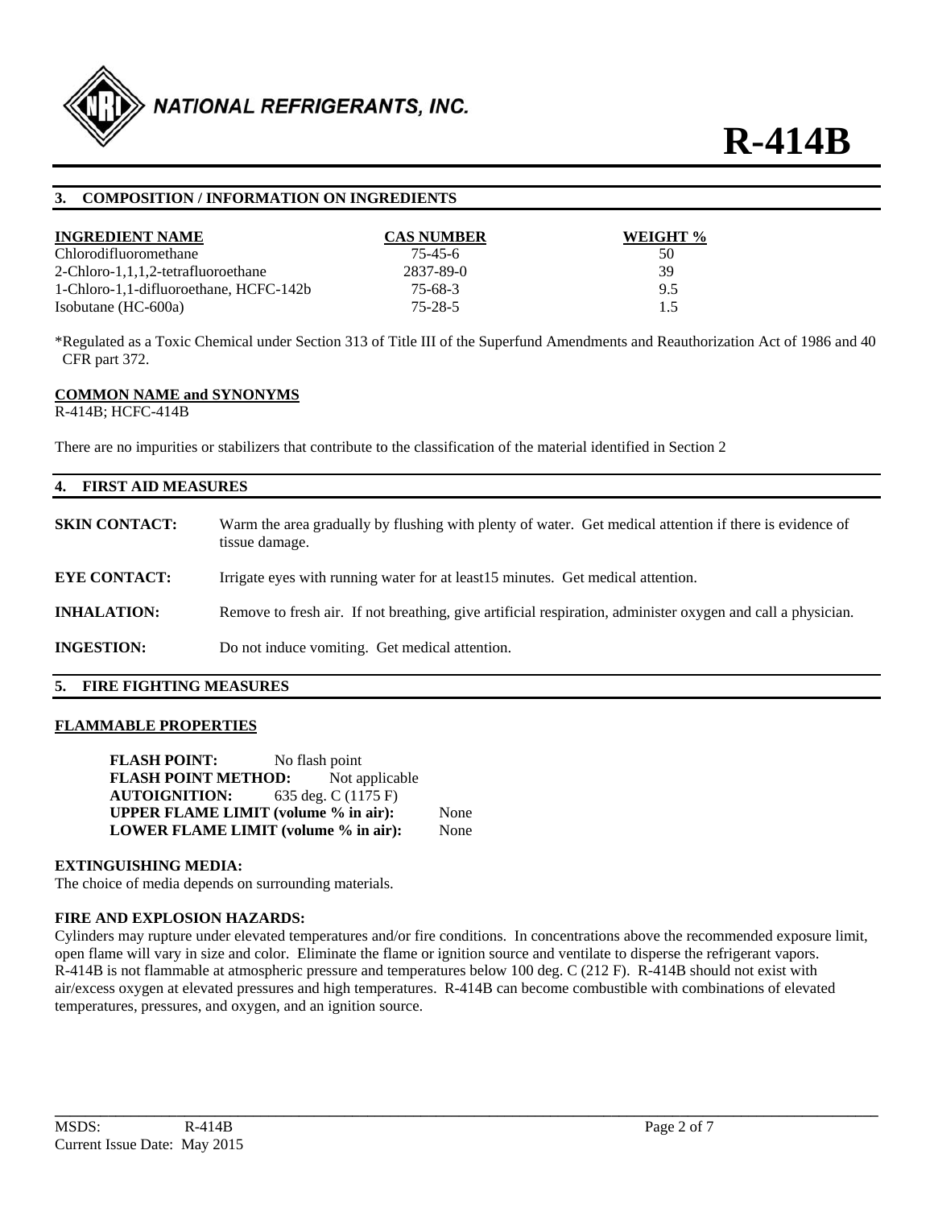## 3. COMPOSITION / INFORMATION ON INGREDIENTS

| INGREDIENT NAME | CAS NUMBER | WEIGHT % |
|---|---|---|
| Chlorodifluoromethane | 75-45-6 | 50 |
| 2-Chloro-1,1,1,2-tetrafluoroethane | 2837-89-0 | 39 |
| 1-Chloro-1,1-difluoroethane, HCFC-142b | 75-68-3 | 9.5 |
| Isobutane (HC-600a) | 75-28-5 | 1.5 |

*Regulated as a Toxic Chemical under Section 313 of Title III of the Superfund Amendments and Reauthorization Act of 1986 and 40 CFR part 372.

**COMMON NAME and SYNONYMS**

R-414B; HCFC-414B

There are no impurities or stabilizers that contribute to the classification of the material identified in Section 2

## 4. FIRST AID MEASURES

**SKIN CONTACT:** Warm the area gradually by flushing with plenty of water. Get medical attention if there is evidence of tissue damage.

**EYE CONTACT:** Irrigate eyes with running water for at least15 minutes. Get medical attention.

**INHALATION:** Remove to fresh air. If not breathing, give artificial respiration, administer oxygen and call a physician.

**INGESTION:** Do not induce vomiting. Get medical attention.

## 5. FIRE FIGHTING MEASURES

**FLAMMABLE PROPERTIES**

**FLASH POINT:** No flash point
**FLASH POINT METHOD:** Not applicable
**AUTOIGNITION:** 635 deg. C (1175 F)
**UPPER FLAME LIMIT (volume % in air):** None
**LOWER FLAME LIMIT (volume % in air):** None

**EXTINGUISHING MEDIA:**

The choice of media depends on surrounding materials.

**FIRE AND EXPLOSION HAZARDS:**

Cylinders may rupture under elevated temperatures and/or fire conditions. In concentrations above the recommended exposure limit, open flame will vary in size and color. Eliminate the flame or ignition source and ventilate to disperse the refrigerant vapors. R-414B is not flammable at atmospheric pressure and temperatures below 100 deg. C (212 F). R-414B should not exist with air/excess oxygen at elevated pressures and high temperatures. R-414B can become combustible with combinations of elevated temperatures, pressures, and oxygen, and an ignition source.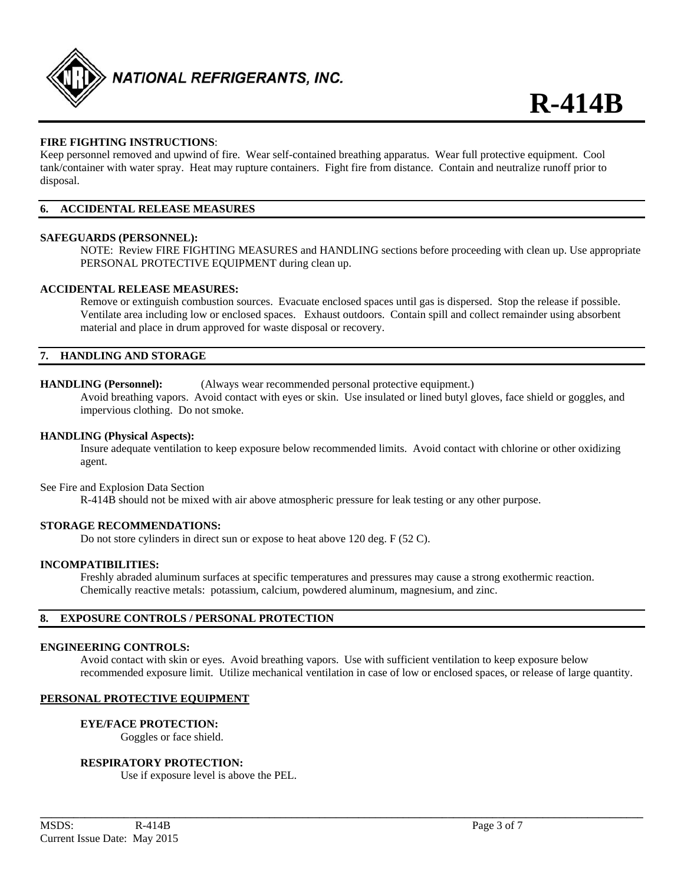**FIRE FIGHTING INSTRUCTIONS**:
Keep personnel removed and upwind of fire. Wear self-contained breathing apparatus. Wear full protective equipment. Cool tank/container with water spray. Heat may rupture containers. Fight fire from distance. Contain and neutralize runoff prior to disposal.

## 6. ACCIDENTAL RELEASE MEASURES

**SAFEGUARDS (PERSONNEL):**

NOTE: Review FIRE FIGHTING MEASURES and HANDLING sections before proceeding with clean up. Use appropriate PERSONAL PROTECTIVE EQUIPMENT during clean up.

**ACCIDENTAL RELEASE MEASURES:**

Remove or extinguish combustion sources. Evacuate enclosed spaces until gas is dispersed. Stop the release if possible. Ventilate area including low or enclosed spaces. Exhaust outdoors. Contain spill and collect remainder using absorbent material and place in drum approved for waste disposal or recovery.

## 7. HANDLING AND STORAGE

**HANDLING (Personnel):** (Always wear recommended personal protective equipment.)

Avoid breathing vapors. Avoid contact with eyes or skin. Use insulated or lined butyl gloves, face shield or goggles, and impervious clothing. Do not smoke.

**HANDLING (Physical Aspects):**

Insure adequate ventilation to keep exposure below recommended limits. Avoid contact with chlorine or other oxidizing agent.

See Fire and Explosion Data Section

R-414B should not be mixed with air above atmospheric pressure for leak testing or any other purpose.

**STORAGE RECOMMENDATIONS:**

Do not store cylinders in direct sun or expose to heat above 120 deg. F (52 C).

**INCOMPATIBILITIES:**

Freshly abraded aluminum surfaces at specific temperatures and pressures may cause a strong exothermic reaction. Chemically reactive metals: potassium, calcium, powdered aluminum, magnesium, and zinc.

## 8. EXPOSURE CONTROLS / PERSONAL PROTECTION

**ENGINEERING CONTROLS:**

Avoid contact with skin or eyes. Avoid breathing vapors. Use with sufficient ventilation to keep exposure below recommended exposure limit. Utilize mechanical ventilation in case of low or enclosed spaces, or release of large quantity.

**PERSONAL PROTECTIVE EQUIPMENT**

**EYE/FACE PROTECTION:**

Goggles or face shield.

**RESPIRATORY PROTECTION:**

Use if exposure level is above the PEL.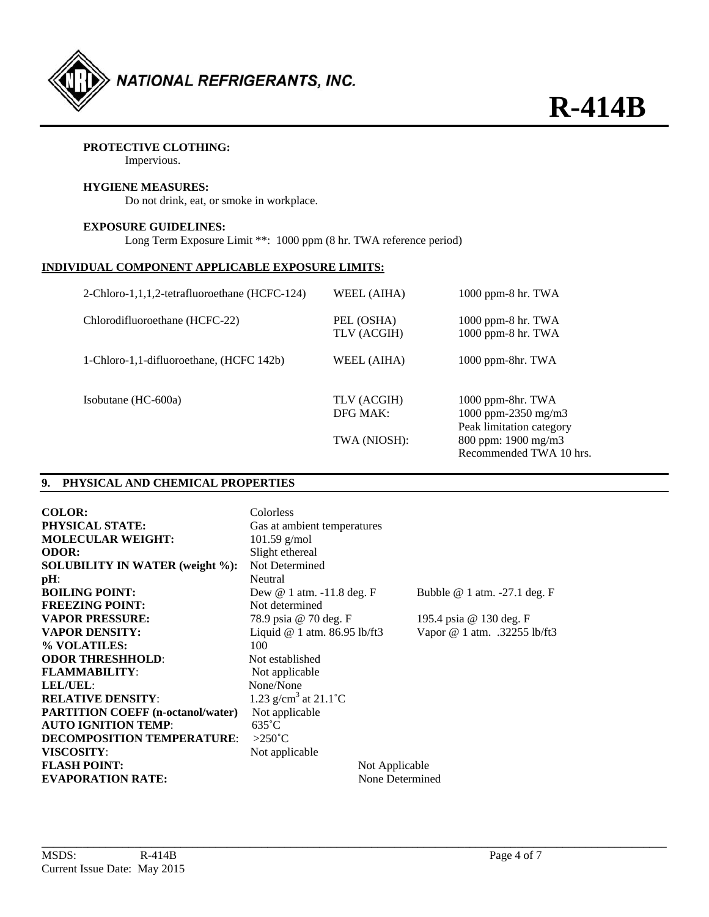**PROTECTIVE CLOTHING:**
Impervious.

**HYGIENE MEASURES:**
Do not drink, eat, or smoke in workplace.

**EXPOSURE GUIDELINES:**
Long Term Exposure Limit **: 1000 ppm (8 hr. TWA reference period)

**INDIVIDUAL COMPONENT APPLICABLE EXPOSURE LIMITS:**

| | | |
|---|---|---|
| 2-Chloro-1,1,1,2-tetrafluoroethane (HCFC-124) | WEEL (AIHA) | 1000 ppm-8 hr. TWA |
| Chlorodifluoroethane (HCFC-22) | PEL (OSHA) | 1000 ppm-8 hr. TWA |
| | TLV (ACGIH) | 1000 ppm-8 hr. TWA |
| 1-Chloro-1,1-difluoroethane, (HCFC 142b) | WEEL (AIHA) | 1000 ppm-8hr. TWA |
| Isobutane (HC-600a) | TLV (ACGIH) | 1000 ppm-8hr. TWA |
| | DFG MAK: | 1000 ppm-2350 mg/m3 Peak limitation category |
| | TWA (NIOSH): | 800 ppm: 1900 mg/m3 Recommended TWA 10 hrs. |

## 9. PHYSICAL AND CHEMICAL PROPERTIES

| | | |
|---|---|---|
| **COLOR:** | Colorless | |
| **PHYSICAL STATE:** | Gas at ambient temperatures | |
| **MOLECULAR WEIGHT:** | 101.59 g/mol | |
| **ODOR:** | Slight ethereal | |
| **SOLUBILITY IN WATER (weight %):** | Not Determined | |
| **pH**: | Neutral | |
| **BOILING POINT:** | Dew @ 1 atm. -11.8 deg. F | Bubble @ 1 atm. -27.1 deg. F |
| **FREEZING POINT:** | Not determined | |
| **VAPOR PRESSURE:** | 78.9 psia @ 70 deg. F | 195.4 psia @ 130 deg. F |
| **VAPOR DENSITY:** | Liquid @ 1 atm. 86.95 lb/ft3 | Vapor @ 1 atm. .32255 lb/ft3 |
| **% VOLATILES:** | 100 | |
| **ODOR THRESHHOLD**: | Not established | |
| **FLAMMABILITY**: | Not applicable | |
| **LEL/UEL**: | None/None | |
| **RELATIVE DENSITY**: | 1.23 g/cm$^3$ at 21.1˚C | |
| **PARTITION COEFF (n-octanol/water)** | Not applicable | |
| **AUTO IGNITION TEMP**: | 635˚C | |
| **DECOMPOSITION TEMPERATURE**: | >250˚C | |
| **VISCOSITY**: | Not applicable | |
| **FLASH POINT:** | Not Applicable | |
| **EVAPORATION RATE:** | None Determined | |

MSDS: R-414B
Current Issue Date: May 2015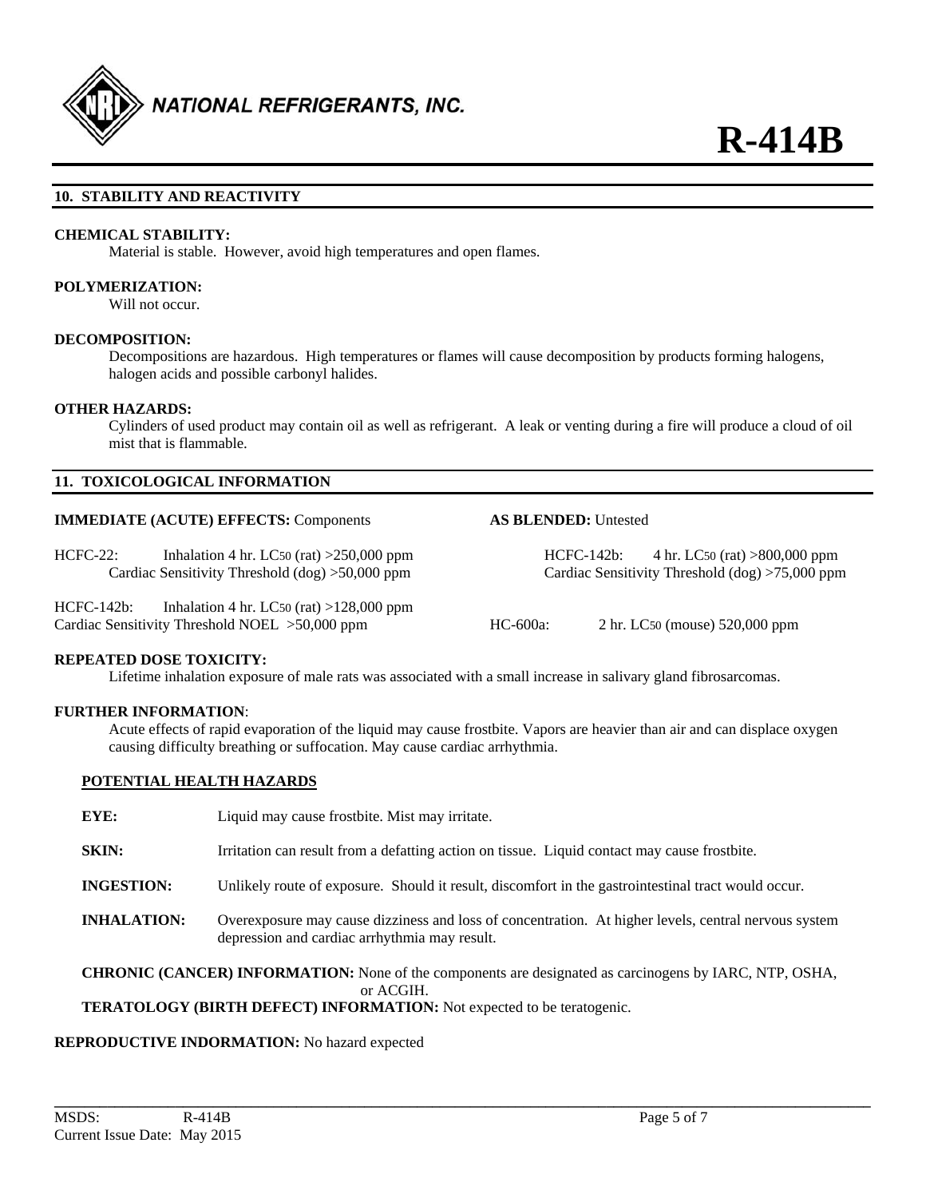## 10. STABILITY AND REACTIVITY

**CHEMICAL STABILITY:**
Material is stable. However, avoid high temperatures and open flames.

**POLYMERIZATION:**
Will not occur.

**DECOMPOSITION:**
Decompositions are hazardous. High temperatures or flames will cause decomposition by products forming halogens, halogen acids and possible carbonyl halides.

**OTHER HAZARDS:**
Cylinders of used product may contain oil as well as refrigerant. A leak or venting during a fire will produce a cloud of oil mist that is flammable.

## 11. TOXICOLOGICAL INFORMATION

**IMMEDIATE (ACUTE) EFFECTS:** Components

**AS BLENDED:** Untested

HCFC-22: Inhalation 4 hr. $LC_{50}$ (rat) >250,000 ppm
Cardiac Sensitivity Threshold (dog) >50,000 ppm

HCFC-142b: Inhalation 4 hr. $LC_{50}$ (rat) >128,000 ppm
Cardiac Sensitivity Threshold NOEL >50,000 ppm

HCFC-142b: 4 hr. $LC_{50}$ (rat) >800,000 ppm
Cardiac Sensitivity Threshold (dog) >75,000 ppm

HC-600a: 2 hr. $LC_{50}$ (mouse) 520,000 ppm

**REPEATED DOSE TOXICITY:**
Lifetime inhalation exposure of male rats was associated with a small increase in salivary gland fibrosarcomas.

**FURTHER INFORMATION**:
Acute effects of rapid evaporation of the liquid may cause frostbite. Vapors are heavier than air and can displace oxygen causing difficulty breathing or suffocation. May cause cardiac arrhythmia.

**POTENTIAL HEALTH HAZARDS**

**EYE:** Liquid may cause frostbite. Mist may irritate.

**SKIN:** Irritation can result from a defatting action on tissue. Liquid contact may cause frostbite.

**INGESTION:** Unlikely route of exposure. Should it result, discomfort in the gastrointestinal tract would occur.

**INHALATION:** Overexposure may cause dizziness and loss of concentration. At higher levels, central nervous system depression and cardiac arrhythmia may result.

**CHRONIC (CANCER) INFORMATION:** None of the components are designated as carcinogens by IARC, NTP, OSHA, or ACGIH.

**TERATOLOGY (BIRTH DEFECT) INFORMATION:** Not expected to be teratogenic.

**REPRODUCTIVE INDORMATION:** No hazard expected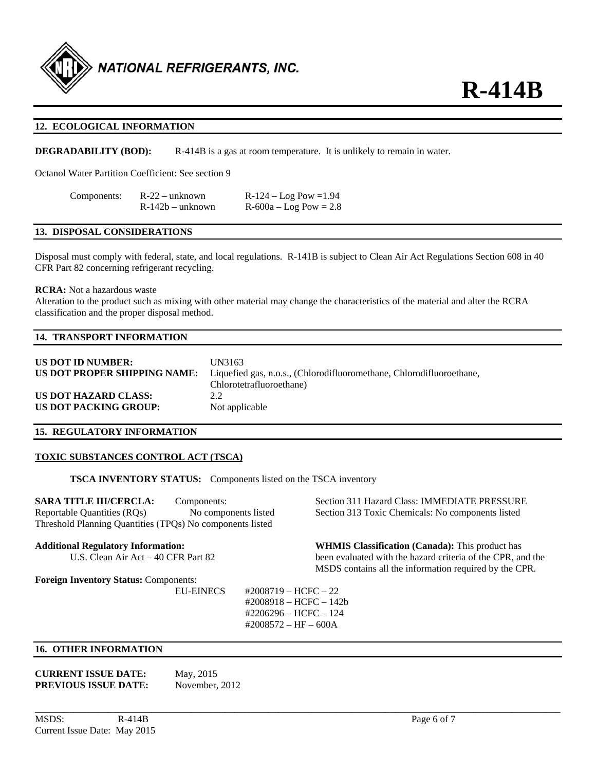## 12. ECOLOGICAL INFORMATION

**DEGRADABILITY (BOD):** R-414B is a gas at room temperature. It is unlikely to remain in water.

Octanol Water Partition Coefficient: See section 9

| Components: | | |
|---|---|---|
| | R-22 – unknown | R-124 – Log Pow =1.94 |
| | R-142b – unknown | R-600a – Log Pow = 2.8 |

## 13. DISPOSAL CONSIDERATIONS

Disposal must comply with federal, state, and local regulations. R-141B is subject to Clean Air Act Regulations Section 608 in 40 CFR Part 82 concerning refrigerant recycling.

**RCRA:** Not a hazardous waste
Alteration to the product such as mixing with other material may change the characteristics of the material and alter the RCRA classification and the proper disposal method.

## 14. TRANSPORT INFORMATION

**US DOT ID NUMBER:** UN3163
**US DOT PROPER SHIPPING NAME:** Liquefied gas, n.o.s., (Chlorodifluoromethane, Chlorodifluoroethane, Chlorotetrafluoroethane)
**US DOT HAZARD CLASS:** 2.2
**US DOT PACKING GROUP:** Not applicable

## 15. REGULATORY INFORMATION

**TOXIC SUBSTANCES CONTROL ACT (TSCA)**

**TSCA INVENTORY STATUS:** Components listed on the TSCA inventory

**SARA TITLE III/CERCLA:** Components:
Reportable Quantities (RQs) No components listed
Threshold Planning Quantities (TPQs) No components listed

Section 311 Hazard Class: IMMEDIATE PRESSURE
Section 313 Toxic Chemicals: No components listed

**Additional Regulatory Information:**
U.S. Clean Air Act – 40 CFR Part 82

**WHMIS Classification (Canada):** This product has been evaluated with the hazard criteria of the CPR, and the MSDS contains all the information required by the CPR.

**Foreign Inventory Status:** Components:

EU-EINECS
#2008719 – HCFC – 22
#2008918 – HCFC – 142b
#2206296 – HCFC – 124
#2008572 – HF – 600A

## 16. OTHER INFORMATION

**CURRENT ISSUE DATE:** May, 2015
**PREVIOUS ISSUE DATE:** November, 2012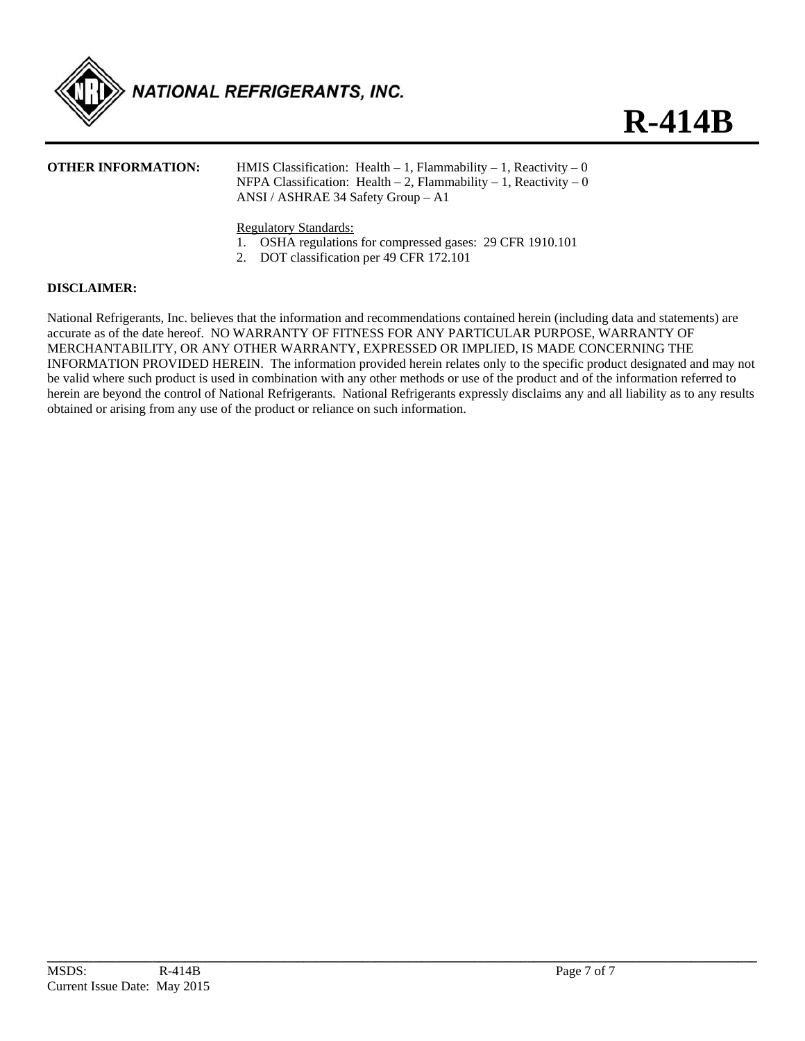**OTHER INFORMATION:**

HMIS Classification: Health – 1, Flammability – 1, Reactivity – 0
NFPA Classification: Health – 2, Flammability – 1, Reactivity – 0
ANSI / ASHRAE 34 Safety Group – A1

Regulatory Standards:

1. OSHA regulations for compressed gases: 29 CFR 1910.101
2. DOT classification per 49 CFR 172.101

**DISCLAIMER:**

National Refrigerants, Inc. believes that the information and recommendations contained herein (including data and statements) are accurate as of the date hereof. NO WARRANTY OF FITNESS FOR ANY PARTICULAR PURPOSE, WARRANTY OF MERCHANTABILITY, OR ANY OTHER WARRANTY, EXPRESSED OR IMPLIED, IS MADE CONCERNING THE INFORMATION PROVIDED HEREIN. The information provided herein relates only to the specific product designated and may not be valid where such product is used in combination with any other methods or use of the product and of the information referred to herein are beyond the control of National Refrigerants. National Refrigerants expressly disclaims any and all liability as to any results obtained or arising from any use of the product or reliance on such information.